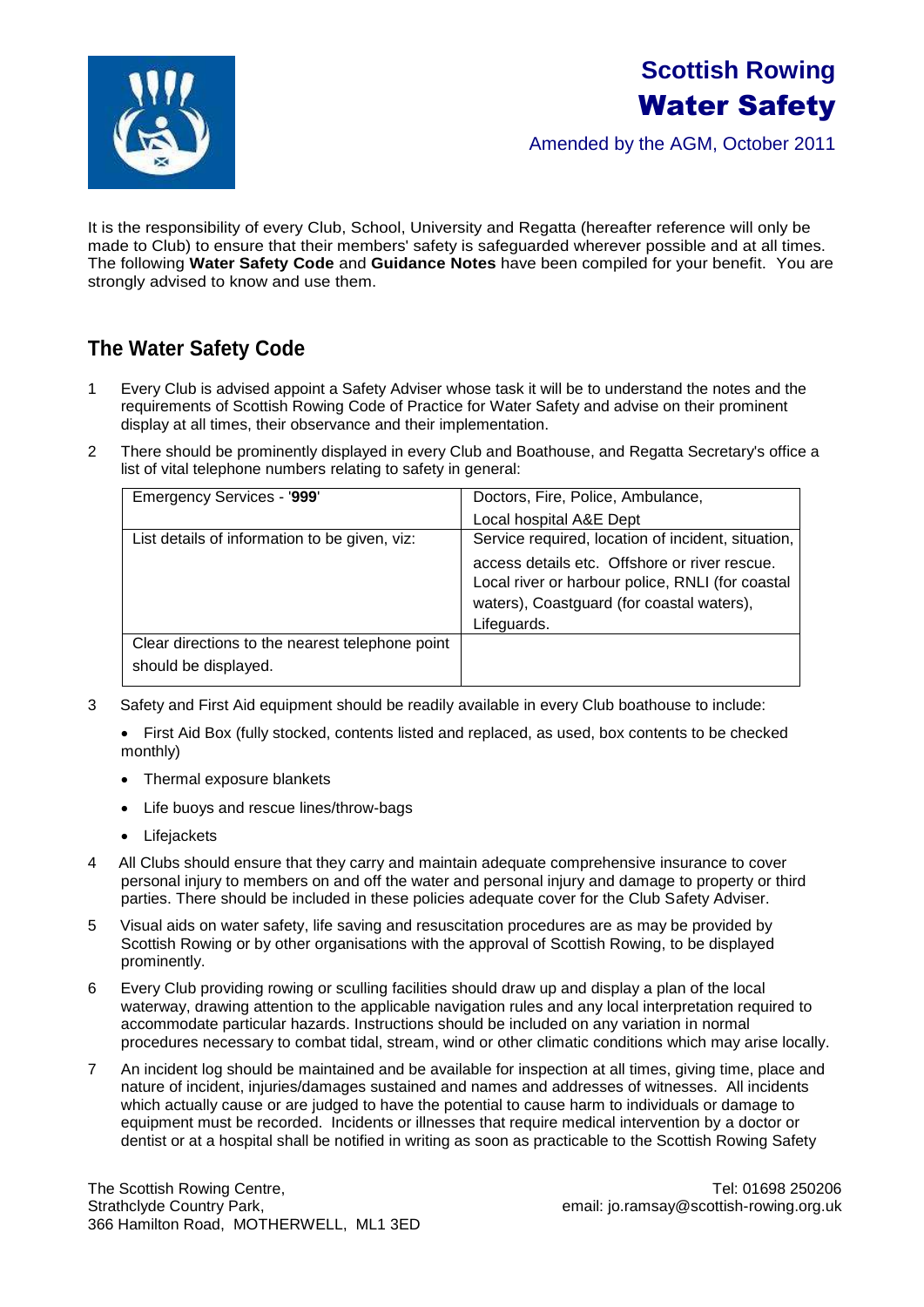# Scottish Rowing
# Water Safety

Amended by the AGM, October 2011

It is the responsibility of every Club, School, University and Regatta (hereafter reference will only be made to Club) to ensure that their members' safety is safeguarded wherever possible and at all times. The following **Water Safety Code** and **Guidance Notes** have been compiled for your benefit. You are strongly advised to know and use them.

## The Water Safety Code

1 Every Club is advised appoint a Safety Adviser whose task it will be to understand the notes and the requirements of Scottish Rowing Code of Practice for Water Safety and advise on their prominent display at all times, their observance and their implementation.

2 There should be prominently displayed in every Club and Boathouse, and Regatta Secretary's office a list of vital telephone numbers relating to safety in general:

| Emergency Services - '**999**' | Doctors, Fire, Police, Ambulance, Local hospital A&E Dept |
|---|---|
| List details of information to be given, viz: | Service required, location of incident, situation, access details etc. Offshore or river rescue. Local river or harbour police, RNLI (for coastal waters), Coastguard (for coastal waters), Lifeguards. |
| Clear directions to the nearest telephone point should be displayed. | |

3 Safety and First Aid equipment should be readily available in every Club boathouse to include:

- First Aid Box (fully stocked, contents listed and replaced, as used, box contents to be checked monthly)
- Thermal exposure blankets
- Life buoys and rescue lines/throw-bags
- Lifejackets

4 All Clubs should ensure that they carry and maintain adequate comprehensive insurance to cover personal injury to members on and off the water and personal injury and damage to property or third parties. There should be included in these policies adequate cover for the Club Safety Adviser.

5 Visual aids on water safety, life saving and resuscitation procedures are as may be provided by Scottish Rowing or by other organisations with the approval of Scottish Rowing, to be displayed prominently.

6 Every Club providing rowing or sculling facilities should draw up and display a plan of the local waterway, drawing attention to the applicable navigation rules and any local interpretation required to accommodate particular hazards. Instructions should be included on any variation in normal procedures necessary to combat tidal, stream, wind or other climatic conditions which may arise locally.

7 An incident log should be maintained and be available for inspection at all times, giving time, place and nature of incident, injuries/damages sustained and names and addresses of witnesses. All incidents which actually cause or are judged to have the potential to cause harm to individuals or damage to equipment must be recorded. Incidents or illnesses that require medical intervention by a doctor or dentist or at a hospital shall be notified in writing as soon as practicable to the Scottish Rowing Safety

The Scottish Rowing Centre,
Strathclyde Country Park,
366 Hamilton Road, MOTHERWELL, ML1 3ED

Tel: 01698 250206
email: jo.ramsay@scottish-rowing.org.uk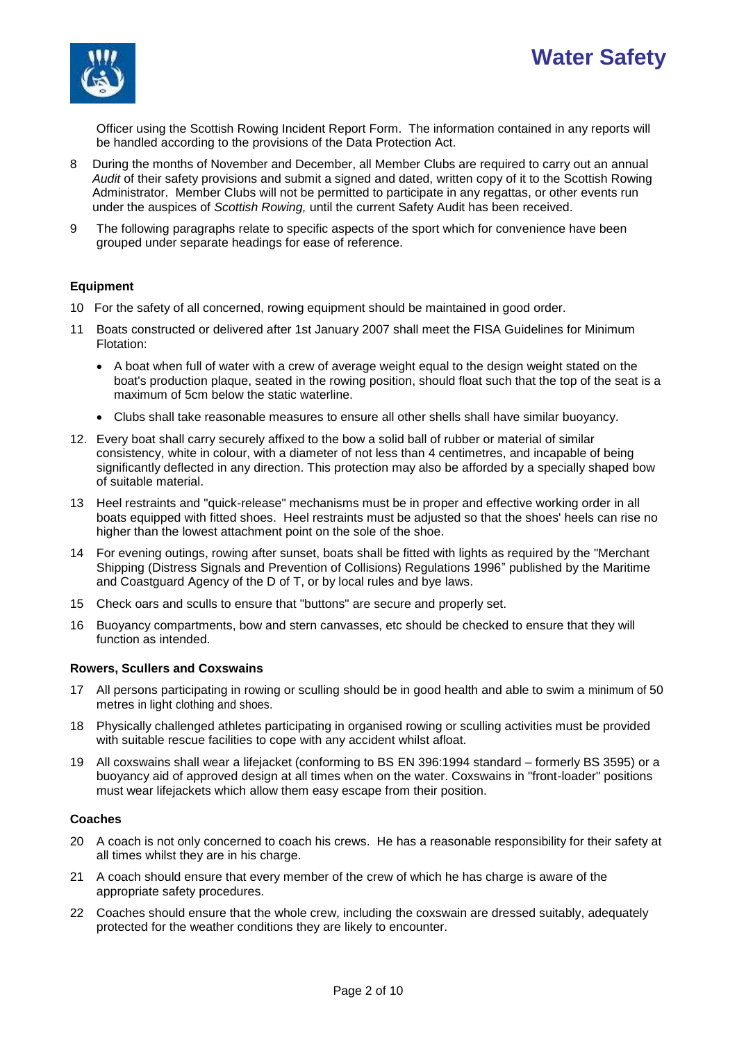Officer using the Scottish Rowing Incident Report Form. The information contained in any reports will be handled according to the provisions of the Data Protection Act.

8 During the months of November and December, all Member Clubs are required to carry out an annual *Audit* of their safety provisions and submit a signed and dated, written copy of it to the Scottish Rowing Administrator. Member Clubs will not be permitted to participate in any regattas, or other events run under the auspices of *Scottish Rowing,* until the current Safety Audit has been received.

9 The following paragraphs relate to specific aspects of the sport which for convenience have been grouped under separate headings for ease of reference.

### Equipment

10 For the safety of all concerned, rowing equipment should be maintained in good order.

11 Boats constructed or delivered after 1st January 2007 shall meet the FISA Guidelines for Minimum Flotation:

- A boat when full of water with a crew of average weight equal to the design weight stated on the boat's production plaque, seated in the rowing position, should float such that the top of the seat is a maximum of 5cm below the static waterline.
- Clubs shall take reasonable measures to ensure all other shells shall have similar buoyancy.

12. Every boat shall carry securely affixed to the bow a solid ball of rubber or material of similar consistency, white in colour, with a diameter of not less than 4 centimetres, and incapable of being significantly deflected in any direction. This protection may also be afforded by a specially shaped bow of suitable material.

13 Heel restraints and "quick-release" mechanisms must be in proper and effective working order in all boats equipped with fitted shoes. Heel restraints must be adjusted so that the shoes' heels can rise no higher than the lowest attachment point on the sole of the shoe.

14 For evening outings, rowing after sunset, boats shall be fitted with lights as required by the "Merchant Shipping (Distress Signals and Prevention of Collisions) Regulations 1996" published by the Maritime and Coastguard Agency of the D of T, or by local rules and bye laws.

15 Check oars and sculls to ensure that "buttons" are secure and properly set.

16 Buoyancy compartments, bow and stern canvasses, etc should be checked to ensure that they will function as intended.

### Rowers, Scullers and Coxswains

17 All persons participating in rowing or sculling should be in good health and able to swim a minimum of 50 metres in light clothing and shoes.

18 Physically challenged athletes participating in organised rowing or sculling activities must be provided with suitable rescue facilities to cope with any accident whilst afloat.

19 All coxswains shall wear a lifejacket (conforming to BS EN 396:1994 standard – formerly BS 3595) or a buoyancy aid of approved design at all times when on the water. Coxswains in "front-loader" positions must wear lifejackets which allow them easy escape from their position.

### Coaches

20 A coach is not only concerned to coach his crews. He has a reasonable responsibility for their safety at all times whilst they are in his charge.

21 A coach should ensure that every member of the crew of which he has charge is aware of the appropriate safety procedures.

22 Coaches should ensure that the whole crew, including the coxswain are dressed suitably, adequately protected for the weather conditions they are likely to encounter.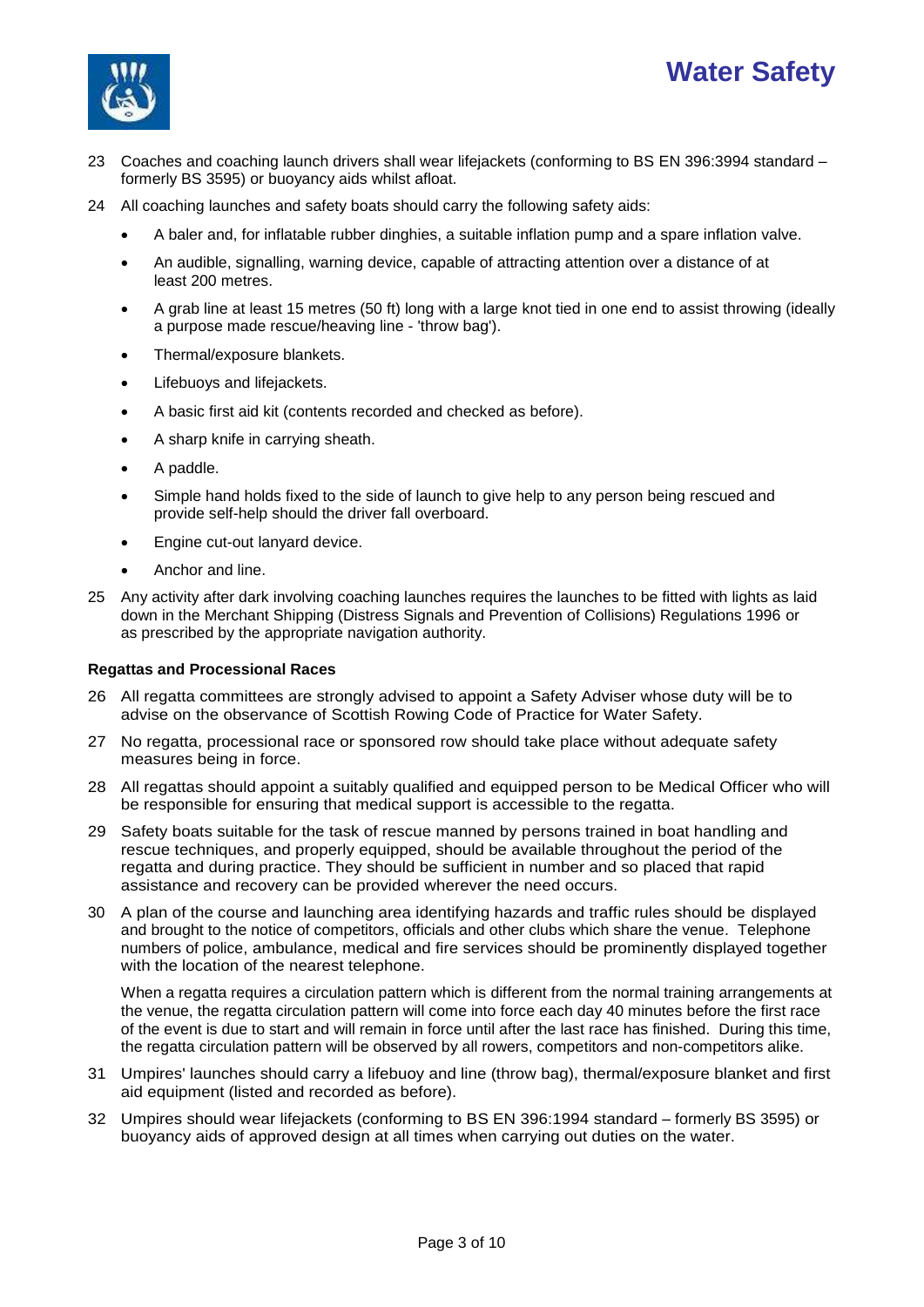23 Coaches and coaching launch drivers shall wear lifejackets (conforming to BS EN 396:3994 standard – formerly BS 3595) or buoyancy aids whilst afloat.

24 All coaching launches and safety boats should carry the following safety aids:

- A baler and, for inflatable rubber dinghies, a suitable inflation pump and a spare inflation valve.
- An audible, signalling, warning device, capable of attracting attention over a distance of at least 200 metres.
- A grab line at least 15 metres (50 ft) long with a large knot tied in one end to assist throwing (ideally a purpose made rescue/heaving line - 'throw bag').
- Thermal/exposure blankets.
- Lifebuoys and lifejackets.
- A basic first aid kit (contents recorded and checked as before).
- A sharp knife in carrying sheath.
- A paddle.
- Simple hand holds fixed to the side of launch to give help to any person being rescued and provide self-help should the driver fall overboard.
- Engine cut-out lanyard device.
- Anchor and line.

25 Any activity after dark involving coaching launches requires the launches to be fitted with lights as laid down in the Merchant Shipping (Distress Signals and Prevention of Collisions) Regulations 1996 or as prescribed by the appropriate navigation authority.

**Regattas and Processional Races**

26 All regatta committees are strongly advised to appoint a Safety Adviser whose duty will be to advise on the observance of Scottish Rowing Code of Practice for Water Safety.

27 No regatta, processional race or sponsored row should take place without adequate safety measures being in force.

28 All regattas should appoint a suitably qualified and equipped person to be Medical Officer who will be responsible for ensuring that medical support is accessible to the regatta.

29 Safety boats suitable for the task of rescue manned by persons trained in boat handling and rescue techniques, and properly equipped, should be available throughout the period of the regatta and during practice. They should be sufficient in number and so placed that rapid assistance and recovery can be provided wherever the need occurs.

30 A plan of the course and launching area identifying hazards and traffic rules should be displayed and brought to the notice of competitors, officials and other clubs which share the venue. Telephone numbers of police, ambulance, medical and fire services should be prominently displayed together with the location of the nearest telephone.

When a regatta requires a circulation pattern which is different from the normal training arrangements at the venue, the regatta circulation pattern will come into force each day 40 minutes before the first race of the event is due to start and will remain in force until after the last race has finished. During this time, the regatta circulation pattern will be observed by all rowers, competitors and non-competitors alike.

31 Umpires' launches should carry a lifebuoy and line (throw bag), thermal/exposure blanket and first aid equipment (listed and recorded as before).

32 Umpires should wear lifejackets (conforming to BS EN 396:1994 standard – formerly BS 3595) or buoyancy aids of approved design at all times when carrying out duties on the water.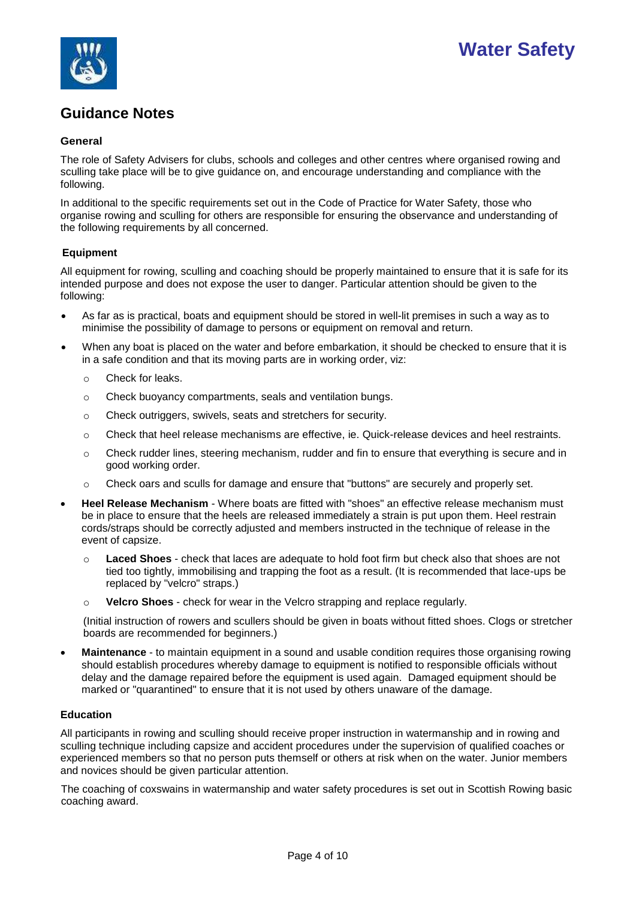# Water Safety

## Guidance Notes

### General

The role of Safety Advisers for clubs, schools and colleges and other centres where organised rowing and sculling take place will be to give guidance on, and encourage understanding and compliance with the following.

In additional to the specific requirements set out in the Code of Practice for Water Safety, those who organise rowing and sculling for others are responsible for ensuring the observance and understanding of the following requirements by all concerned.

### Equipment

All equipment for rowing, sculling and coaching should be properly maintained to ensure that it is safe for its intended purpose and does not expose the user to danger. Particular attention should be given to the following:

- As far as is practical, boats and equipment should be stored in well-lit premises in such a way as to minimise the possibility of damage to persons or equipment on removal and return.
- When any boat is placed on the water and before embarkation, it should be checked to ensure that it is in a safe condition and that its moving parts are in working order, viz:
  - Check for leaks.
  - Check buoyancy compartments, seals and ventilation bungs.
  - Check outriggers, swivels, seats and stretchers for security.
  - Check that heel release mechanisms are effective, ie. Quick-release devices and heel restraints.
  - Check rudder lines, steering mechanism, rudder and fin to ensure that everything is secure and in good working order.
  - Check oars and sculls for damage and ensure that "buttons" are securely and properly set.
- **Heel Release Mechanism** - Where boats are fitted with "shoes" an effective release mechanism must be in place to ensure that the heels are released immediately a strain is put upon them. Heel restrain cords/straps should be correctly adjusted and members instructed in the technique of release in the event of capsize.
  - **Laced Shoes** - check that laces are adequate to hold foot firm but check also that shoes are not tied too tightly, immobilising and trapping the foot as a result. (It is recommended that lace-ups be replaced by "velcro" straps.)
  - **Velcro Shoes** - check for wear in the Velcro strapping and replace regularly.

  (Initial instruction of rowers and scullers should be given in boats without fitted shoes. Clogs or stretcher boards are recommended for beginners.)
- **Maintenance** - to maintain equipment in a sound and usable condition requires those organising rowing should establish procedures whereby damage to equipment is notified to responsible officials without delay and the damage repaired before the equipment is used again. Damaged equipment should be marked or "quarantined" to ensure that it is not used by others unaware of the damage.

### Education

All participants in rowing and sculling should receive proper instruction in watermanship and in rowing and sculling technique including capsize and accident procedures under the supervision of qualified coaches or experienced members so that no person puts themself or others at risk when on the water. Junior members and novices should be given particular attention.

The coaching of coxswains in watermanship and water safety procedures is set out in Scottish Rowing basic coaching award.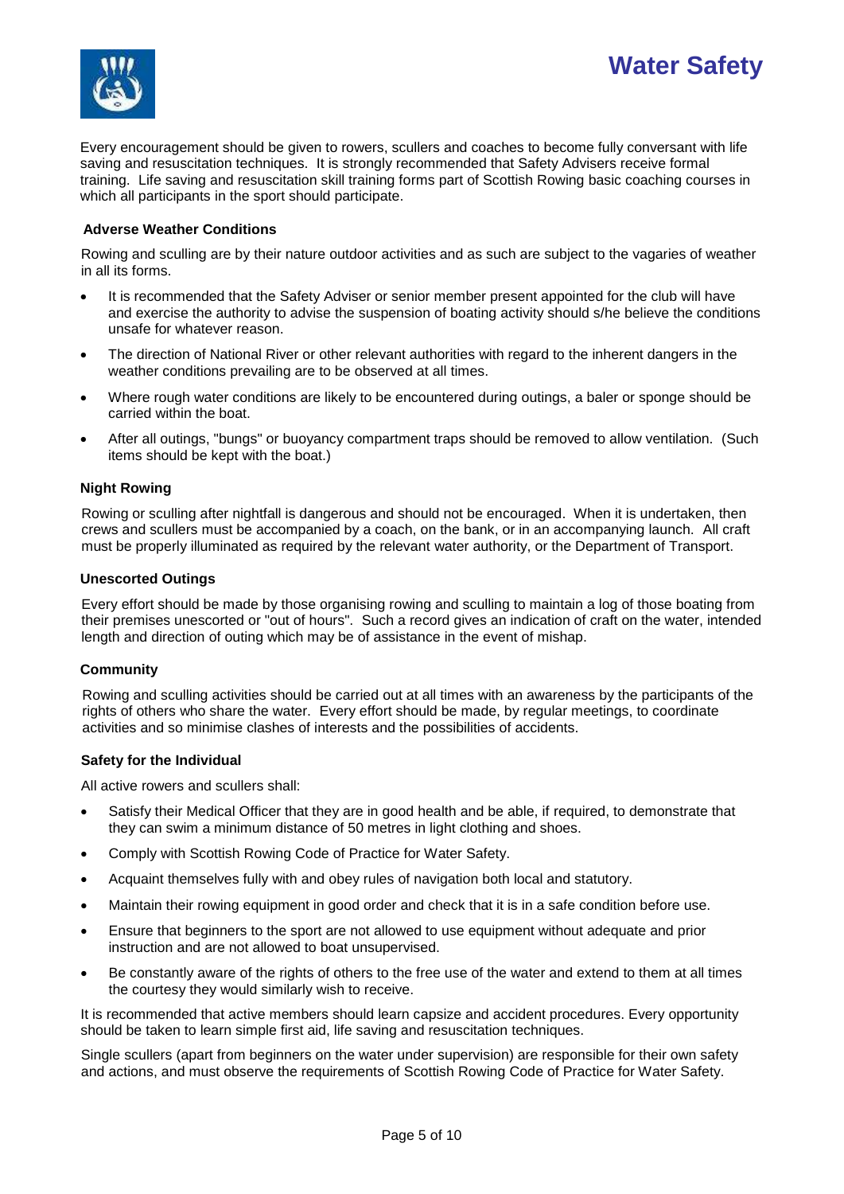Every encouragement should be given to rowers, scullers and coaches to become fully conversant with life saving and resuscitation techniques. It is strongly recommended that Safety Advisers receive formal training. Life saving and resuscitation skill training forms part of Scottish Rowing basic coaching courses in which all participants in the sport should participate.

### Adverse Weather Conditions

Rowing and sculling are by their nature outdoor activities and as such are subject to the vagaries of weather in all its forms.

- It is recommended that the Safety Adviser or senior member present appointed for the club will have and exercise the authority to advise the suspension of boating activity should s/he believe the conditions unsafe for whatever reason.
- The direction of National River or other relevant authorities with regard to the inherent dangers in the weather conditions prevailing are to be observed at all times.
- Where rough water conditions are likely to be encountered during outings, a baler or sponge should be carried within the boat.
- After all outings, "bungs" or buoyancy compartment traps should be removed to allow ventilation. (Such items should be kept with the boat.)

### Night Rowing

Rowing or sculling after nightfall is dangerous and should not be encouraged. When it is undertaken, then crews and scullers must be accompanied by a coach, on the bank, or in an accompanying launch. All craft must be properly illuminated as required by the relevant water authority, or the Department of Transport.

### Unescorted Outings

Every effort should be made by those organising rowing and sculling to maintain a log of those boating from their premises unescorted or "out of hours". Such a record gives an indication of craft on the water, intended length and direction of outing which may be of assistance in the event of mishap.

### Community

Rowing and sculling activities should be carried out at all times with an awareness by the participants of the rights of others who share the water. Every effort should be made, by regular meetings, to coordinate activities and so minimise clashes of interests and the possibilities of accidents.

### Safety for the Individual

All active rowers and scullers shall:

- Satisfy their Medical Officer that they are in good health and be able, if required, to demonstrate that they can swim a minimum distance of 50 metres in light clothing and shoes.
- Comply with Scottish Rowing Code of Practice for Water Safety.
- Acquaint themselves fully with and obey rules of navigation both local and statutory.
- Maintain their rowing equipment in good order and check that it is in a safe condition before use.
- Ensure that beginners to the sport are not allowed to use equipment without adequate and prior instruction and are not allowed to boat unsupervised.
- Be constantly aware of the rights of others to the free use of the water and extend to them at all times the courtesy they would similarly wish to receive.

It is recommended that active members should learn capsize and accident procedures. Every opportunity should be taken to learn simple first aid, life saving and resuscitation techniques.

Single scullers (apart from beginners on the water under supervision) are responsible for their own safety and actions, and must observe the requirements of Scottish Rowing Code of Practice for Water Safety.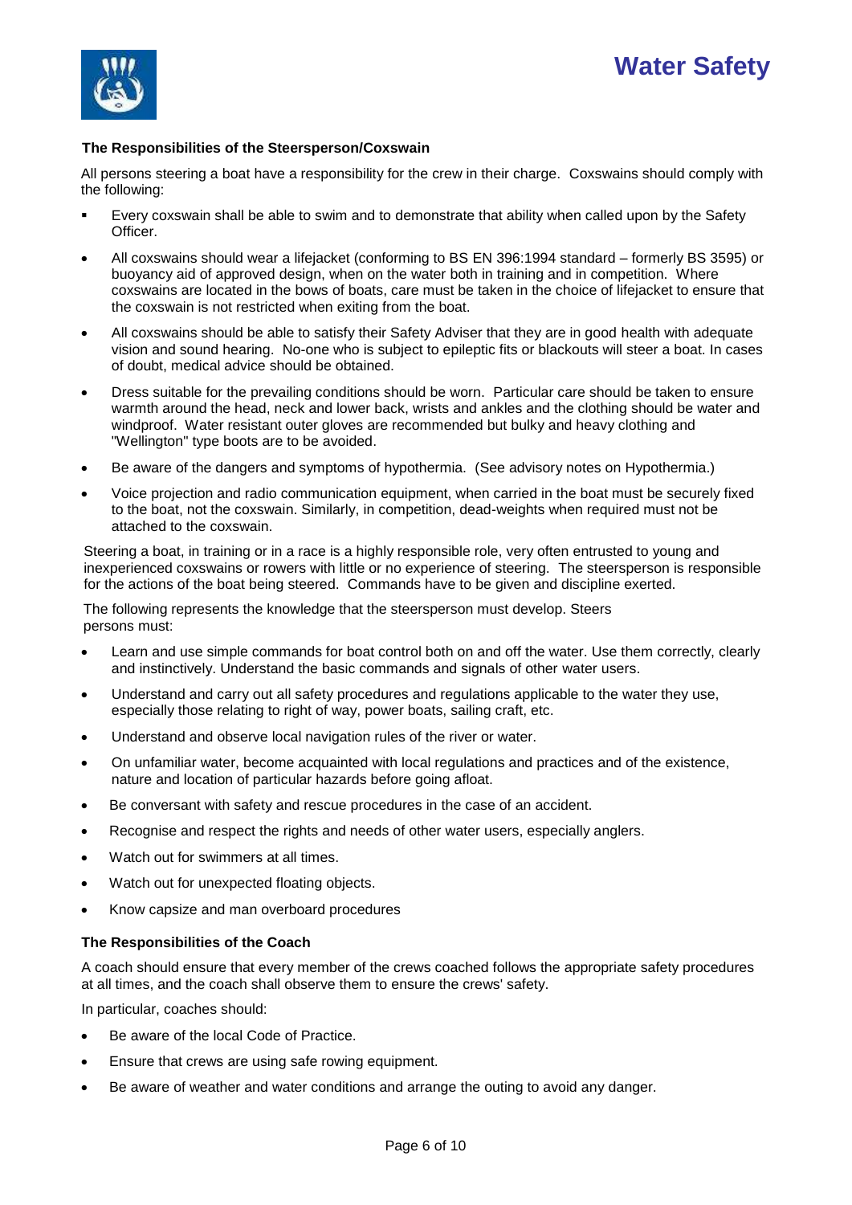**The Responsibilities of the Steersperson/Coxswain**

All persons steering a boat have a responsibility for the crew in their charge. Coxswains should comply with the following:

- Every coxswain shall be able to swim and to demonstrate that ability when called upon by the Safety Officer.
- All coxswains should wear a lifejacket (conforming to BS EN 396:1994 standard – formerly BS 3595) or buoyancy aid of approved design, when on the water both in training and in competition. Where coxswains are located in the bows of boats, care must be taken in the choice of lifejacket to ensure that the coxswain is not restricted when exiting from the boat.
- All coxswains should be able to satisfy their Safety Adviser that they are in good health with adequate vision and sound hearing. No-one who is subject to epileptic fits or blackouts will steer a boat. In cases of doubt, medical advice should be obtained.
- Dress suitable for the prevailing conditions should be worn. Particular care should be taken to ensure warmth around the head, neck and lower back, wrists and ankles and the clothing should be water and windproof. Water resistant outer gloves are recommended but bulky and heavy clothing and "Wellington" type boots are to be avoided.
- Be aware of the dangers and symptoms of hypothermia. (See advisory notes on Hypothermia.)
- Voice projection and radio communication equipment, when carried in the boat must be securely fixed to the boat, not the coxswain. Similarly, in competition, dead-weights when required must not be attached to the coxswain.

Steering a boat, in training or in a race is a highly responsible role, very often entrusted to young and inexperienced coxswains or rowers with little or no experience of steering. The steersperson is responsible for the actions of the boat being steered. Commands have to be given and discipline exerted.

The following represents the knowledge that the steersperson must develop. Steers persons must:

- Learn and use simple commands for boat control both on and off the water. Use them correctly, clearly and instinctively. Understand the basic commands and signals of other water users.
- Understand and carry out all safety procedures and regulations applicable to the water they use, especially those relating to right of way, power boats, sailing craft, etc.
- Understand and observe local navigation rules of the river or water.
- On unfamiliar water, become acquainted with local regulations and practices and of the existence, nature and location of particular hazards before going afloat.
- Be conversant with safety and rescue procedures in the case of an accident.
- Recognise and respect the rights and needs of other water users, especially anglers.
- Watch out for swimmers at all times.
- Watch out for unexpected floating objects.
- Know capsize and man overboard procedures

**The Responsibilities of the Coach**

A coach should ensure that every member of the crews coached follows the appropriate safety procedures at all times, and the coach shall observe them to ensure the crews' safety.

In particular, coaches should:

- Be aware of the local Code of Practice.
- Ensure that crews are using safe rowing equipment.
- Be aware of weather and water conditions and arrange the outing to avoid any danger.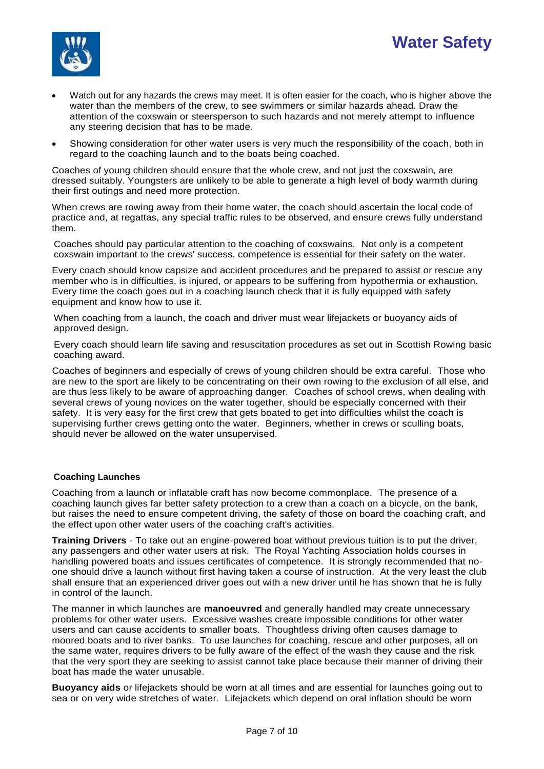- Watch out for any hazards the crews may meet. It is often easier for the coach, who is higher above the water than the members of the crew, to see swimmers or similar hazards ahead. Draw the attention of the coxswain or steersperson to such hazards and not merely attempt to influence any steering decision that has to be made.
- Showing consideration for other water users is very much the responsibility of the coach, both in regard to the coaching launch and to the boats being coached.

Coaches of young children should ensure that the whole crew, and not just the coxswain, are dressed suitably. Youngsters are unlikely to be able to generate a high level of body warmth during their first outings and need more protection.

When crews are rowing away from their home water, the coach should ascertain the local code of practice and, at regattas, any special traffic rules to be observed, and ensure crews fully understand them.

Coaches should pay particular attention to the coaching of coxswains. Not only is a competent coxswain important to the crews' success, competence is essential for their safety on the water.

Every coach should know capsize and accident procedures and be prepared to assist or rescue any member who is in difficulties, is injured, or appears to be suffering from hypothermia or exhaustion. Every time the coach goes out in a coaching launch check that it is fully equipped with safety equipment and know how to use it.

When coaching from a launch, the coach and driver must wear lifejackets or buoyancy aids of approved design.

Every coach should learn life saving and resuscitation procedures as set out in Scottish Rowing basic coaching award.

Coaches of beginners and especially of crews of young children should be extra careful. Those who are new to the sport are likely to be concentrating on their own rowing to the exclusion of all else, and are thus less likely to be aware of approaching danger. Coaches of school crews, when dealing with several crews of young novices on the water together, should be especially concerned with their safety. It is very easy for the first crew that gets boated to get into difficulties whilst the coach is supervising further crews getting onto the water. Beginners, whether in crews or sculling boats, should never be allowed on the water unsupervised.

**Coaching Launches**

Coaching from a launch or inflatable craft has now become commonplace. The presence of a coaching launch gives far better safety protection to a crew than a coach on a bicycle, on the bank, but raises the need to ensure competent driving, the safety of those on board the coaching craft, and the effect upon other water users of the coaching craft's activities.

**Training Drivers** - To take out an engine-powered boat without previous tuition is to put the driver, any passengers and other water users at risk. The Royal Yachting Association holds courses in handling powered boats and issues certificates of competence. It is strongly recommended that no-one should drive a launch without first having taken a course of instruction. At the very least the club shall ensure that an experienced driver goes out with a new driver until he has shown that he is fully in control of the launch.

The manner in which launches are **manoeuvred** and generally handled may create unnecessary problems for other water users. Excessive washes create impossible conditions for other water users and can cause accidents to smaller boats. Thoughtless driving often causes damage to moored boats and to river banks. To use launches for coaching, rescue and other purposes, all on the same water, requires drivers to be fully aware of the effect of the wash they cause and the risk that the very sport they are seeking to assist cannot take place because their manner of driving their boat has made the water unusable.

**Buoyancy aids** or lifejackets should be worn at all times and are essential for launches going out to sea or on very wide stretches of water. Lifejackets which depend on oral inflation should be worn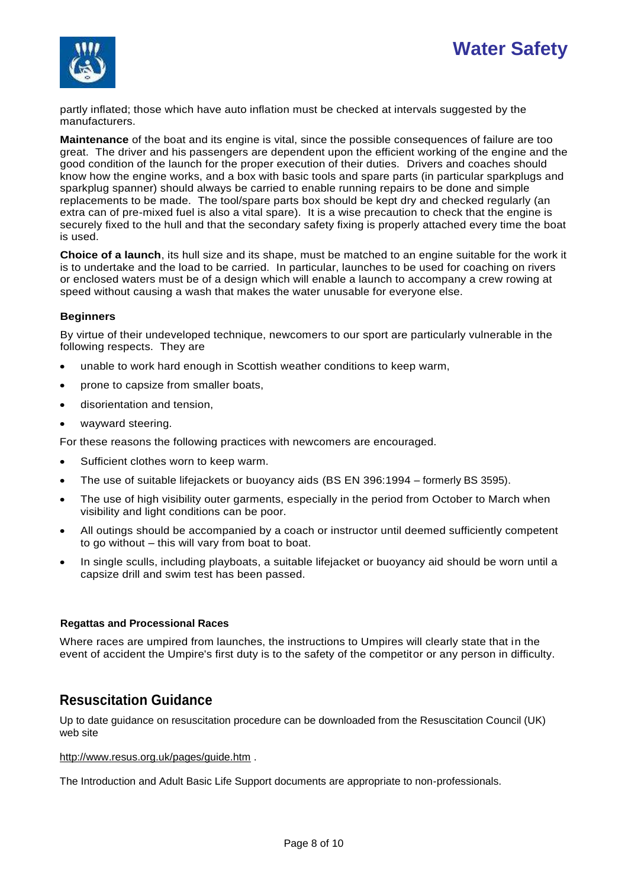partly inflated; those which have auto inflation must be checked at intervals suggested by the manufacturers.

**Maintenance** of the boat and its engine is vital, since the possible consequences of failure are too great. The driver and his passengers are dependent upon the efficient working of the engine and the good condition of the launch for the proper execution of their duties. Drivers and coaches should know how the engine works, and a box with basic tools and spare parts (in particular sparkplugs and sparkplug spanner) should always be carried to enable running repairs to be done and simple replacements to be made. The tool/spare parts box should be kept dry and checked regularly (an extra can of pre-mixed fuel is also a vital spare). It is a wise precaution to check that the engine is securely fixed to the hull and that the secondary safety fixing is properly attached every time the boat is used.

**Choice of a launch**, its hull size and its shape, must be matched to an engine suitable for the work it is to undertake and the load to be carried. In particular, launches to be used for coaching on rivers or enclosed waters must be of a design which will enable a launch to accompany a crew rowing at speed without causing a wash that makes the water unusable for everyone else.

### Beginners

By virtue of their undeveloped technique, newcomers to our sport are particularly vulnerable in the following respects. They are

- unable to work hard enough in Scottish weather conditions to keep warm,
- prone to capsize from smaller boats,
- disorientation and tension,
- wayward steering.

For these reasons the following practices with newcomers are encouraged.

- Sufficient clothes worn to keep warm.
- The use of suitable lifejackets or buoyancy aids (BS EN 396:1994 – formerly BS 3595).
- The use of high visibility outer garments, especially in the period from October to March when visibility and light conditions can be poor.
- All outings should be accompanied by a coach or instructor until deemed sufficiently competent to go without – this will vary from boat to boat.
- In single sculls, including playboats, a suitable lifejacket or buoyancy aid should be worn until a capsize drill and swim test has been passed.

### Regattas and Processional Races

Where races are umpired from launches, the instructions to Umpires will clearly state that in the event of accident the Umpire's first duty is to the safety of the competitor or any person in difficulty.

## Resuscitation Guidance

Up to date guidance on resuscitation procedure can be downloaded from the Resuscitation Council (UK) web site

http://www.resus.org.uk/pages/guide.htm .

The Introduction and Adult Basic Life Support documents are appropriate to non-professionals.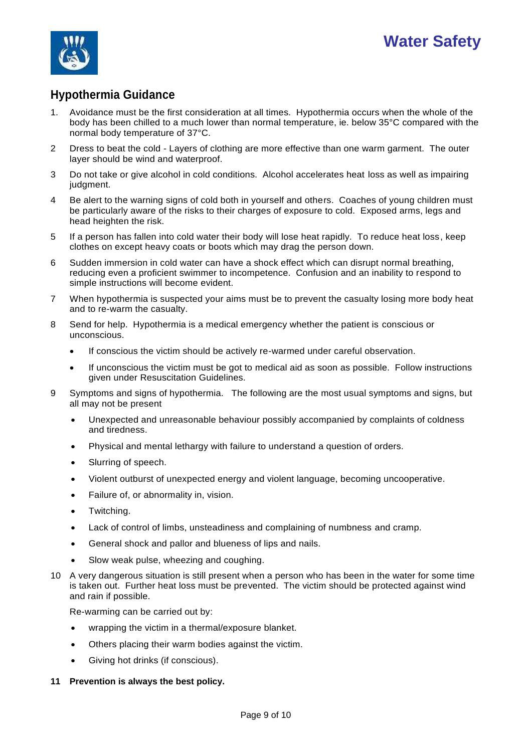## Hypothermia Guidance

1. Avoidance must be the first consideration at all times. Hypothermia occurs when the whole of the body has been chilled to a much lower than normal temperature, ie. below 35°C compared with the normal body temperature of 37°C.

2. Dress to beat the cold - Layers of clothing are more effective than one warm garment. The outer layer should be wind and waterproof.

3. Do not take or give alcohol in cold conditions. Alcohol accelerates heat loss as well as impairing judgment.

4. Be alert to the warning signs of cold both in yourself and others. Coaches of young children must be particularly aware of the risks to their charges of exposure to cold. Exposed arms, legs and head heighten the risk.

5. If a person has fallen into cold water their body will lose heat rapidly. To reduce heat loss, keep clothes on except heavy coats or boots which may drag the person down.

6. Sudden immersion in cold water can have a shock effect which can disrupt normal breathing, reducing even a proficient swimmer to incompetence. Confusion and an inability to respond to simple instructions will become evident.

7. When hypothermia is suspected your aims must be to prevent the casualty losing more body heat and to re-warm the casualty.

8. Send for help. Hypothermia is a medical emergency whether the patient is conscious or unconscious.
   - If conscious the victim should be actively re-warmed under careful observation.
   - If unconscious the victim must be got to medical aid as soon as possible. Follow instructions given under Resuscitation Guidelines.

9. Symptoms and signs of hypothermia. The following are the most usual symptoms and signs, but all may not be present
   - Unexpected and unreasonable behaviour possibly accompanied by complaints of coldness and tiredness.
   - Physical and mental lethargy with failure to understand a question of orders.
   - Slurring of speech.
   - Violent outburst of unexpected energy and violent language, becoming uncooperative.
   - Failure of, or abnormality in, vision.
   - Twitching.
   - Lack of control of limbs, unsteadiness and complaining of numbness and cramp.
   - General shock and pallor and blueness of lips and nails.
   - Slow weak pulse, wheezing and coughing.

10. A very dangerous situation is still present when a person who has been in the water for some time is taken out. Further heat loss must be prevented. The victim should be protected against wind and rain if possible.

    Re-warming can be carried out by:
    - wrapping the victim in a thermal/exposure blanket.
    - Others placing their warm bodies against the victim.
    - Giving hot drinks (if conscious).

11. **Prevention is always the best policy.**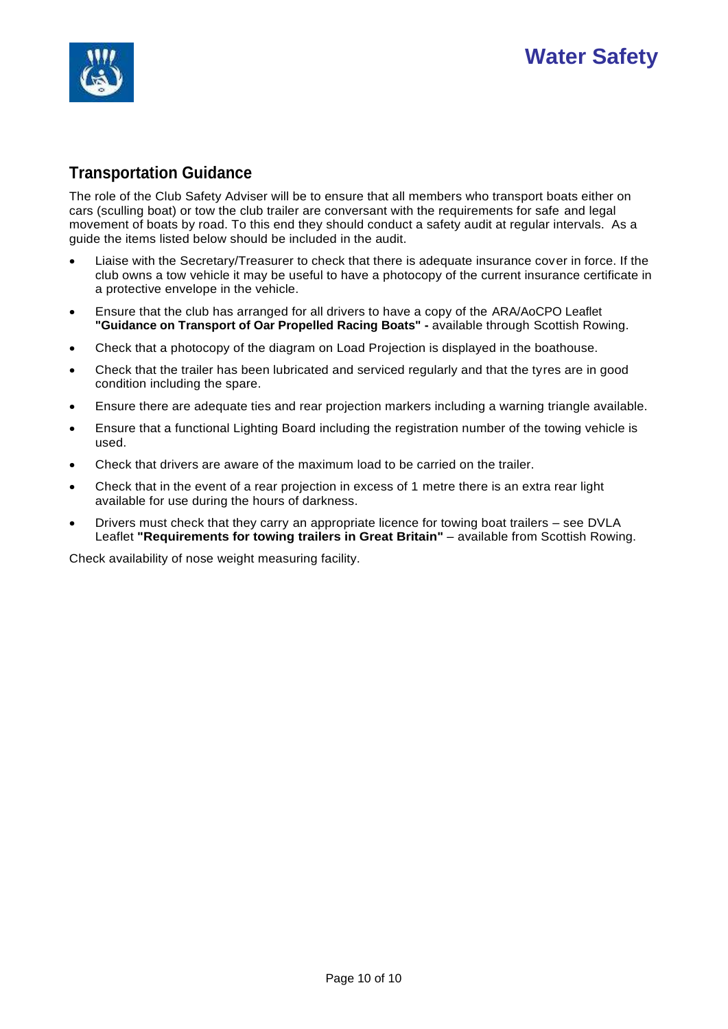## Transportation Guidance

The role of the Club Safety Adviser will be to ensure that all members who transport boats either on cars (sculling boat) or tow the club trailer are conversant with the requirements for safe and legal movement of boats by road. To this end they should conduct a safety audit at regular intervals. As a guide the items listed below should be included in the audit.

- Liaise with the Secretary/Treasurer to check that there is adequate insurance cover in force. If the club owns a tow vehicle it may be useful to have a photocopy of the current insurance certificate in a protective envelope in the vehicle.
- Ensure that the club has arranged for all drivers to have a copy of the ARA/AoCPO Leaflet **"Guidance on Transport of Oar Propelled Racing Boats" -** available through Scottish Rowing.
- Check that a photocopy of the diagram on Load Projection is displayed in the boathouse.
- Check that the trailer has been lubricated and serviced regularly and that the tyres are in good condition including the spare.
- Ensure there are adequate ties and rear projection markers including a warning triangle available.
- Ensure that a functional Lighting Board including the registration number of the towing vehicle is used.
- Check that drivers are aware of the maximum load to be carried on the trailer.
- Check that in the event of a rear projection in excess of 1 metre there is an extra rear light available for use during the hours of darkness.
- Drivers must check that they carry an appropriate licence for towing boat trailers – see DVLA Leaflet **"Requirements for towing trailers in Great Britain"** – available from Scottish Rowing.

Check availability of nose weight measuring facility.